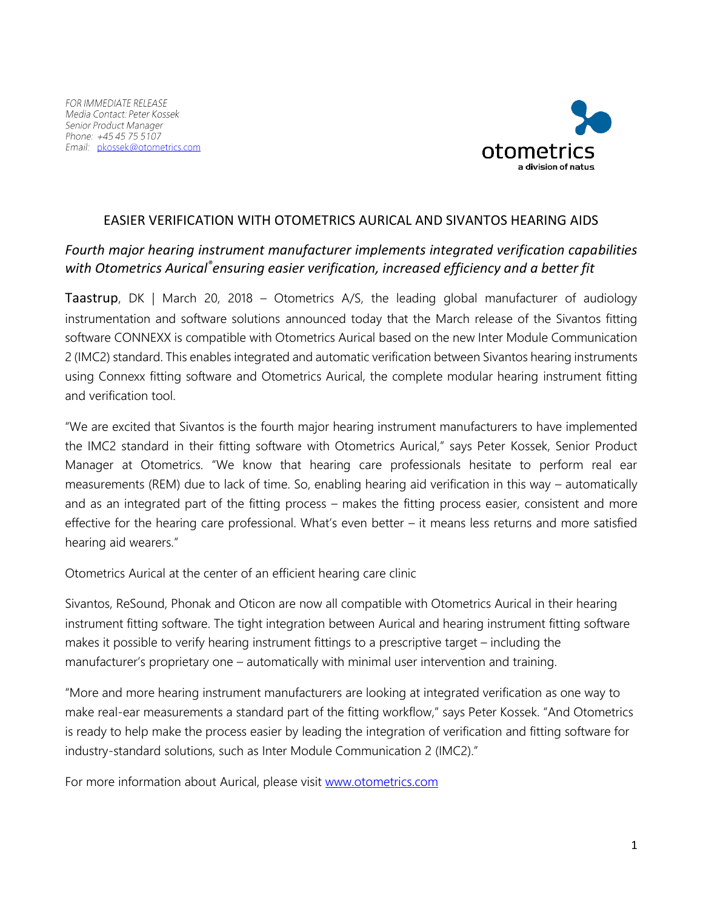*FOR IMMEDIATE RELEASE*
*Media Contact: Peter Kossek*
*Senior Product Manager*
*Phone: +45 45 75 5107*
*Email: [pkossek@otometrics.com](mailto:pkossek@otometrics.com)*

otometrics
a division of natus

# EASIER VERIFICATION WITH OTOMETRICS AURICAL AND SIVANTOS HEARING AIDS

## *Fourth major hearing instrument manufacturer implements integrated verification capabilities with Otometrics Aurical® ensuring easier verification, increased efficiency and a better fit*

Taastrup, DK | March 20, 2018 – Otometrics A/S, the leading global manufacturer of audiology instrumentation and software solutions announced today that the March release of the Sivantos fitting software CONNEXX is compatible with Otometrics Aurical based on the new Inter Module Communication 2 (IMC2) standard. This enables integrated and automatic verification between Sivantos hearing instruments using Connexx fitting software and Otometrics Aurical, the complete modular hearing instrument fitting and verification tool.

"We are excited that Sivantos is the fourth major hearing instrument manufacturers to have implemented the IMC2 standard in their fitting software with Otometrics Aurical," says Peter Kossek, Senior Product Manager at Otometrics. "We know that hearing care professionals hesitate to perform real ear measurements (REM) due to lack of time. So, enabling hearing aid verification in this way – automatically and as an integrated part of the fitting process – makes the fitting process easier, consistent and more effective for the hearing care professional. What's even better – it means less returns and more satisfied hearing aid wearers."

Otometrics Aurical at the center of an efficient hearing care clinic

Sivantos, ReSound, Phonak and Oticon are now all compatible with Otometrics Aurical in their hearing instrument fitting software. The tight integration between Aurical and hearing instrument fitting software makes it possible to verify hearing instrument fittings to a prescriptive target – including the manufacturer's proprietary one – automatically with minimal user intervention and training.

"More and more hearing instrument manufacturers are looking at integrated verification as one way to make real-ear measurements a standard part of the fitting workflow," says Peter Kossek. "And Otometrics is ready to help make the process easier by leading the integration of verification and fitting software for industry-standard solutions, such as Inter Module Communication 2 (IMC2)."

For more information about Aurical, please visit [www.otometrics.com](http://www.otometrics.com)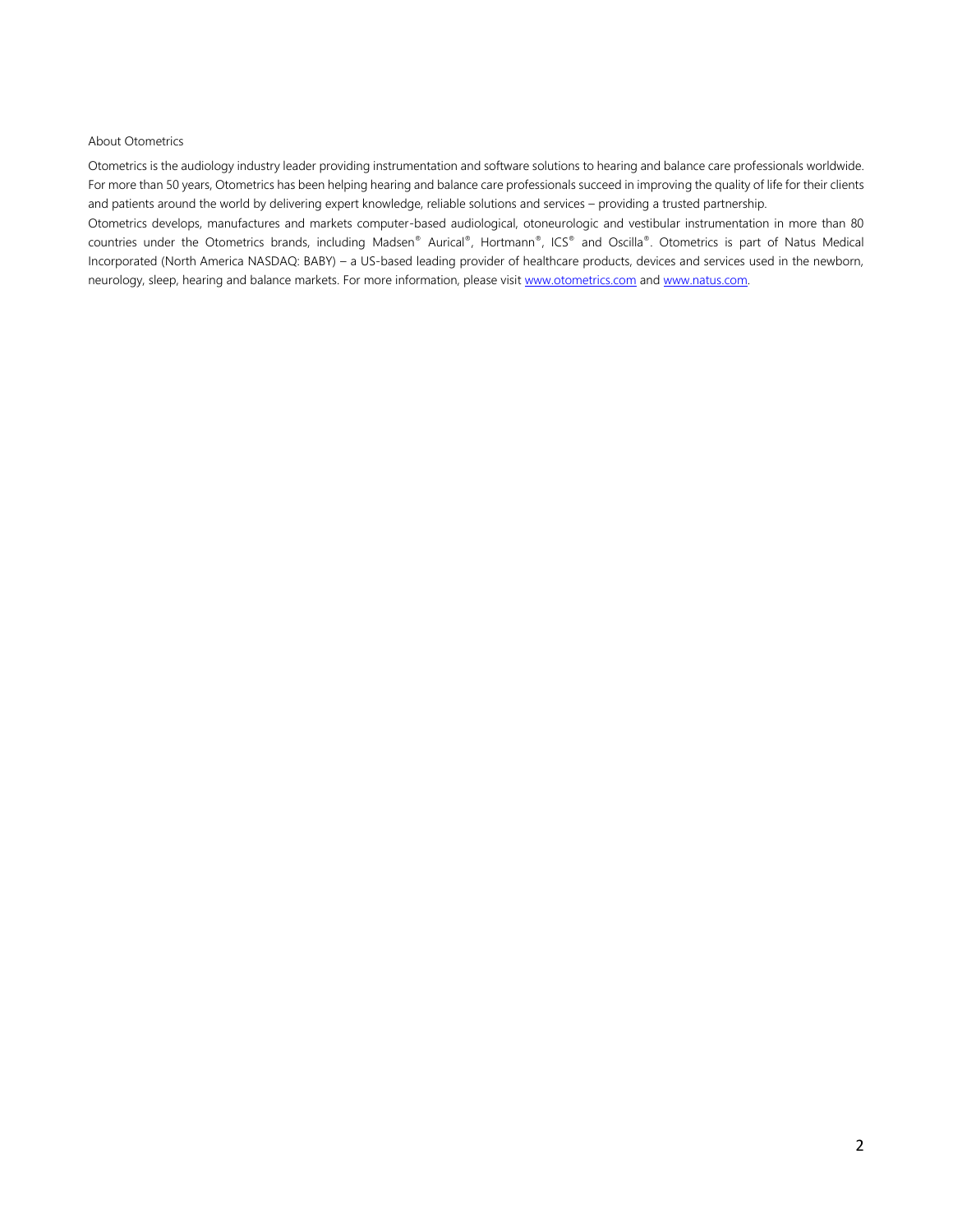About Otometrics

Otometrics is the audiology industry leader providing instrumentation and software solutions to hearing and balance care professionals worldwide. For more than 50 years, Otometrics has been helping hearing and balance care professionals succeed in improving the quality of life for their clients and patients around the world by delivering expert knowledge, reliable solutions and services – providing a trusted partnership.

Otometrics develops, manufactures and markets computer-based audiological, otoneurologic and vestibular instrumentation in more than 80 countries under the Otometrics brands, including Madsen® Aurical®, Hortmann®, ICS® and Oscilla®. Otometrics is part of Natus Medical Incorporated (North America NASDAQ: BABY) – a US-based leading provider of healthcare products, devices and services used in the newborn, neurology, sleep, hearing and balance markets. For more information, please visit www.otometrics.com and www.natus.com.